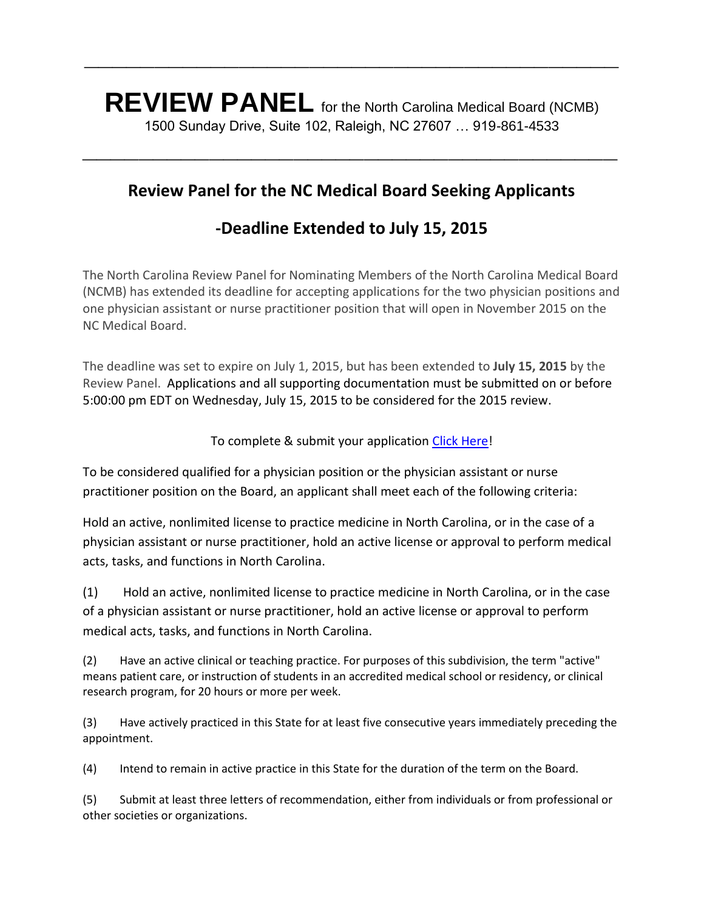**REVIEW PANEL** for the North Carolina Medical Board (NCMB)

1500 Sunday Drive, Suite 102, Raleigh, NC 27607 … 919-861-4533

---

## Review Panel for the NC Medical Board Seeking Applicants

## -Deadline Extended to July 15, 2015

The North Carolina Review Panel for Nominating Members of the North Carolina Medical Board (NCMB) has extended its deadline for accepting applications for the two physician positions and one physician assistant or nurse practitioner position that will open in November 2015 on the NC Medical Board.

The deadline was set to expire on July 1, 2015, but has been extended to **July 15, 2015** by the Review Panel. Applications and all supporting documentation must be submitted on or before 5:00:00 pm EDT on Wednesday, July 15, 2015 to be considered for the 2015 review.

To complete & submit your application Click Here!

To be considered qualified for a physician position or the physician assistant or nurse practitioner position on the Board, an applicant shall meet each of the following criteria:

Hold an active, nonlimited license to practice medicine in North Carolina, or in the case of a physician assistant or nurse practitioner, hold an active license or approval to perform medical acts, tasks, and functions in North Carolina.

(1) Hold an active, nonlimited license to practice medicine in North Carolina, or in the case of a physician assistant or nurse practitioner, hold an active license or approval to perform medical acts, tasks, and functions in North Carolina.

(2) Have an active clinical or teaching practice. For purposes of this subdivision, the term "active" means patient care, or instruction of students in an accredited medical school or residency, or clinical research program, for 20 hours or more per week.

(3) Have actively practiced in this State for at least five consecutive years immediately preceding the appointment.

(4) Intend to remain in active practice in this State for the duration of the term on the Board.

(5) Submit at least three letters of recommendation, either from individuals or from professional or other societies or organizations.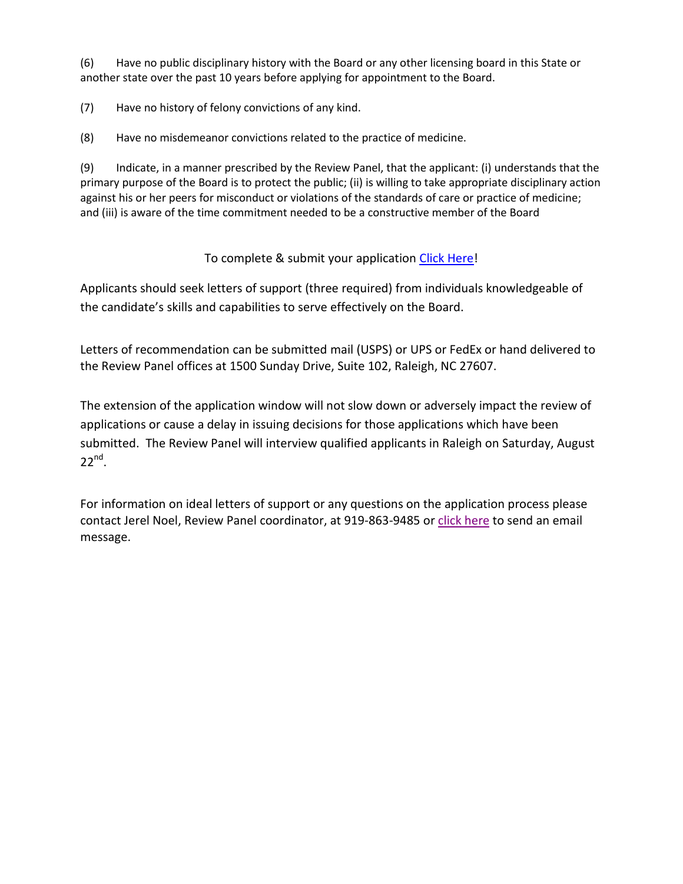(6) Have no public disciplinary history with the Board or any other licensing board in this State or another state over the past 10 years before applying for appointment to the Board.

(7) Have no history of felony convictions of any kind.

(8) Have no misdemeanor convictions related to the practice of medicine.

(9) Indicate, in a manner prescribed by the Review Panel, that the applicant: (i) understands that the primary purpose of the Board is to protect the public; (ii) is willing to take appropriate disciplinary action against his or her peers for misconduct or violations of the standards of care or practice of medicine; and (iii) is aware of the time commitment needed to be a constructive member of the Board

To complete & submit your application Click Here!

Applicants should seek letters of support (three required) from individuals knowledgeable of the candidate's skills and capabilities to serve effectively on the Board.

Letters of recommendation can be submitted mail (USPS) or UPS or FedEx or hand delivered to the Review Panel offices at 1500 Sunday Drive, Suite 102, Raleigh, NC 27607.

The extension of the application window will not slow down or adversely impact the review of applications or cause a delay in issuing decisions for those applications which have been submitted. The Review Panel will interview qualified applicants in Raleigh on Saturday, August 22nd.

For information on ideal letters of support or any questions on the application process please contact Jerel Noel, Review Panel coordinator, at 919-863-9485 or click here to send an email message.